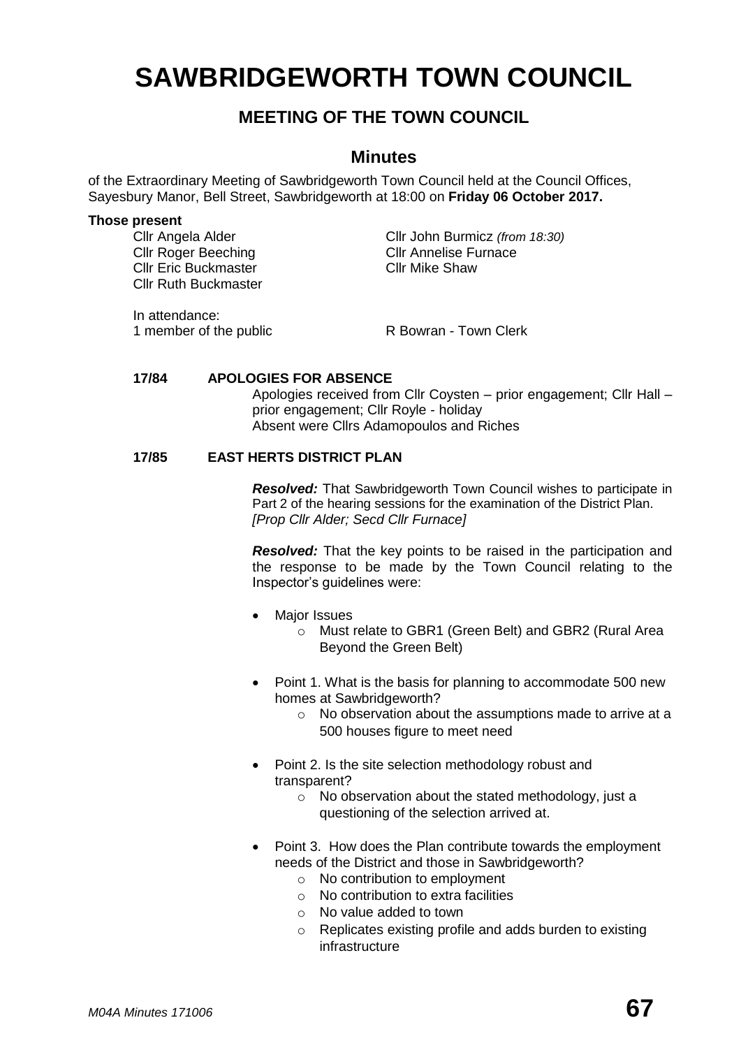# SAWBRIDGEWORTH TOWN COUNCIL

## MEETING OF THE TOWN COUNCIL

### Minutes

of the Extraordinary Meeting of Sawbridgeworth Town Council held at the Council Offices, Sayesbury Manor, Bell Street, Sawbridgeworth at 18:00 on **Friday 06 October 2017.**

**Those present**

Cllr Angela Alder
Cllr Roger Beeching
Cllr Eric Buckmaster
Cllr Ruth Buckmaster
Cllr John Burmicz *(from 18:30)*
Cllr Annelise Furnace
Cllr Mike Shaw

In attendance:
1 member of the public
R Bowran - Town Clerk

**17/84 APOLOGIES FOR ABSENCE**

Apologies received from Cllr Coysten – prior engagement; Cllr Hall – prior engagement; Cllr Royle - holiday
Absent were Cllrs Adamopoulos and Riches

**17/85 EAST HERTS DISTRICT PLAN**

***Resolved:*** That Sawbridgeworth Town Council wishes to participate in Part 2 of the hearing sessions for the examination of the District Plan. *[Prop Cllr Alder; Secd Cllr Furnace]*

***Resolved:*** That the key points to be raised in the participation and the response to be made by the Town Council relating to the Inspector's guidelines were:

- Major Issues
  - Must relate to GBR1 (Green Belt) and GBR2 (Rural Area Beyond the Green Belt)
- Point 1. What is the basis for planning to accommodate 500 new homes at Sawbridgeworth?
  - No observation about the assumptions made to arrive at a 500 houses figure to meet need
- Point 2. Is the site selection methodology robust and transparent?
  - No observation about the stated methodology, just a questioning of the selection arrived at.
- Point 3. How does the Plan contribute towards the employment needs of the District and those in Sawbridgeworth?
  - No contribution to employment
  - No contribution to extra facilities
  - No value added to town
  - Replicates existing profile and adds burden to existing infrastructure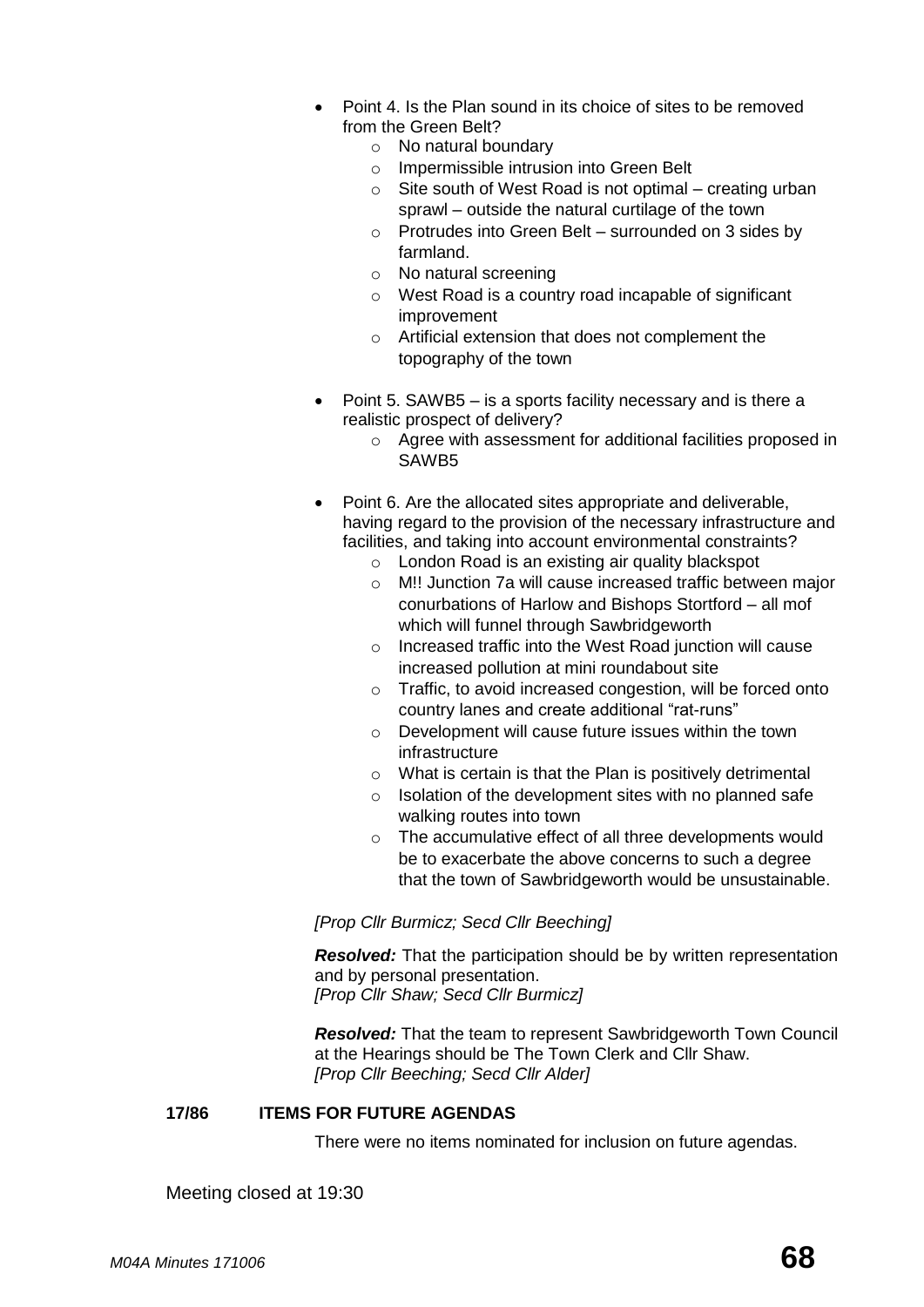- Point 4. Is the Plan sound in its choice of sites to be removed from the Green Belt?
  - No natural boundary
  - Impermissible intrusion into Green Belt
  - Site south of West Road is not optimal – creating urban sprawl – outside the natural curtilage of the town
  - Protrudes into Green Belt – surrounded on 3 sides by farmland.
  - No natural screening
  - West Road is a country road incapable of significant improvement
  - Artificial extension that does not complement the topography of the town

- Point 5. SAWB5 – is a sports facility necessary and is there a realistic prospect of delivery?
  - Agree with assessment for additional facilities proposed in SAWB5

- Point 6. Are the allocated sites appropriate and deliverable, having regard to the provision of the necessary infrastructure and facilities, and taking into account environmental constraints?
  - London Road is an existing air quality blackspot
  - M!! Junction 7a will cause increased traffic between major conurbations of Harlow and Bishops Stortford – all mof which will funnel through Sawbridgeworth
  - Increased traffic into the West Road junction will cause increased pollution at mini roundabout site
  - Traffic, to avoid increased congestion, will be forced onto country lanes and create additional "rat-runs"
  - Development will cause future issues within the town infrastructure
  - What is certain is that the Plan is positively detrimental
  - Isolation of the development sites with no planned safe walking routes into town
  - The accumulative effect of all three developments would be to exacerbate the above concerns to such a degree that the town of Sawbridgeworth would be unsustainable.

*[Prop Cllr Burmicz; Secd Cllr Beeching]*

***Resolved:*** That the participation should be by written representation and by personal presentation.
*[Prop Cllr Shaw; Secd Cllr Burmicz]*

***Resolved:*** That the team to represent Sawbridgeworth Town Council at the Hearings should be The Town Clerk and Cllr Shaw.
*[Prop Cllr Beeching; Secd Cllr Alder]*

**17/86 ITEMS FOR FUTURE AGENDAS**

There were no items nominated for inclusion on future agendas.

Meeting closed at 19:30